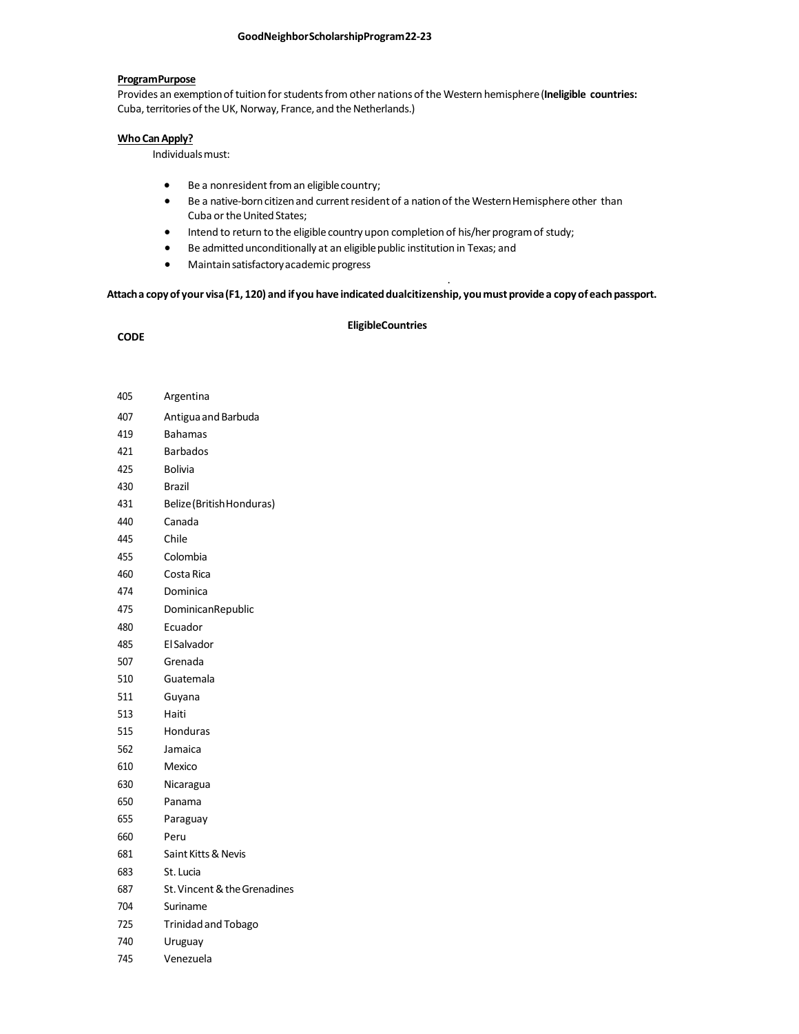# GoodNeighborScholarshipProgram22-23

## ProgramPurpose

Provides an exemption of tuition for students from other nations of the Western hemisphere (**Ineligible countries:** Cuba, territories of the UK, Norway, France, and the Netherlands.)

## Who Can Apply?

Individuals must:

- Be a nonresident from an eligible country;
- Be a native-born citizen and current resident of a nation of the Western Hemisphere other than Cuba or the United States;
- Intend to return to the eligible country upon completion of his/her program of study;
- Be admitted unconditionally at an eligible public institution in Texas; and
- Maintain satisfactory academic progress

.

**Attach a copy of your visa (F1, 120) and if you have indicated dual citizenship, you must provide a copy of each passport.**

| CODE | EligibleCountries |
|---|---|
| 405 | Argentina |
| 407 | Antigua and Barbuda |
| 419 | Bahamas |
| 421 | Barbados |
| 425 | Bolivia |
| 430 | Brazil |
| 431 | Belize (British Honduras) |
| 440 | Canada |
| 445 | Chile |
| 455 | Colombia |
| 460 | Costa Rica |
| 474 | Dominica |
| 475 | Dominican Republic |
| 480 | Ecuador |
| 485 | El Salvador |
| 507 | Grenada |
| 510 | Guatemala |
| 511 | Guyana |
| 513 | Haiti |
| 515 | Honduras |
| 562 | Jamaica |
| 610 | Mexico |
| 630 | Nicaragua |
| 650 | Panama |
| 655 | Paraguay |
| 660 | Peru |
| 681 | Saint Kitts & Nevis |
| 683 | St. Lucia |
| 687 | St. Vincent & the Grenadines |
| 704 | Suriname |
| 725 | Trinidad and Tobago |
| 740 | Uruguay |
| 745 | Venezuela |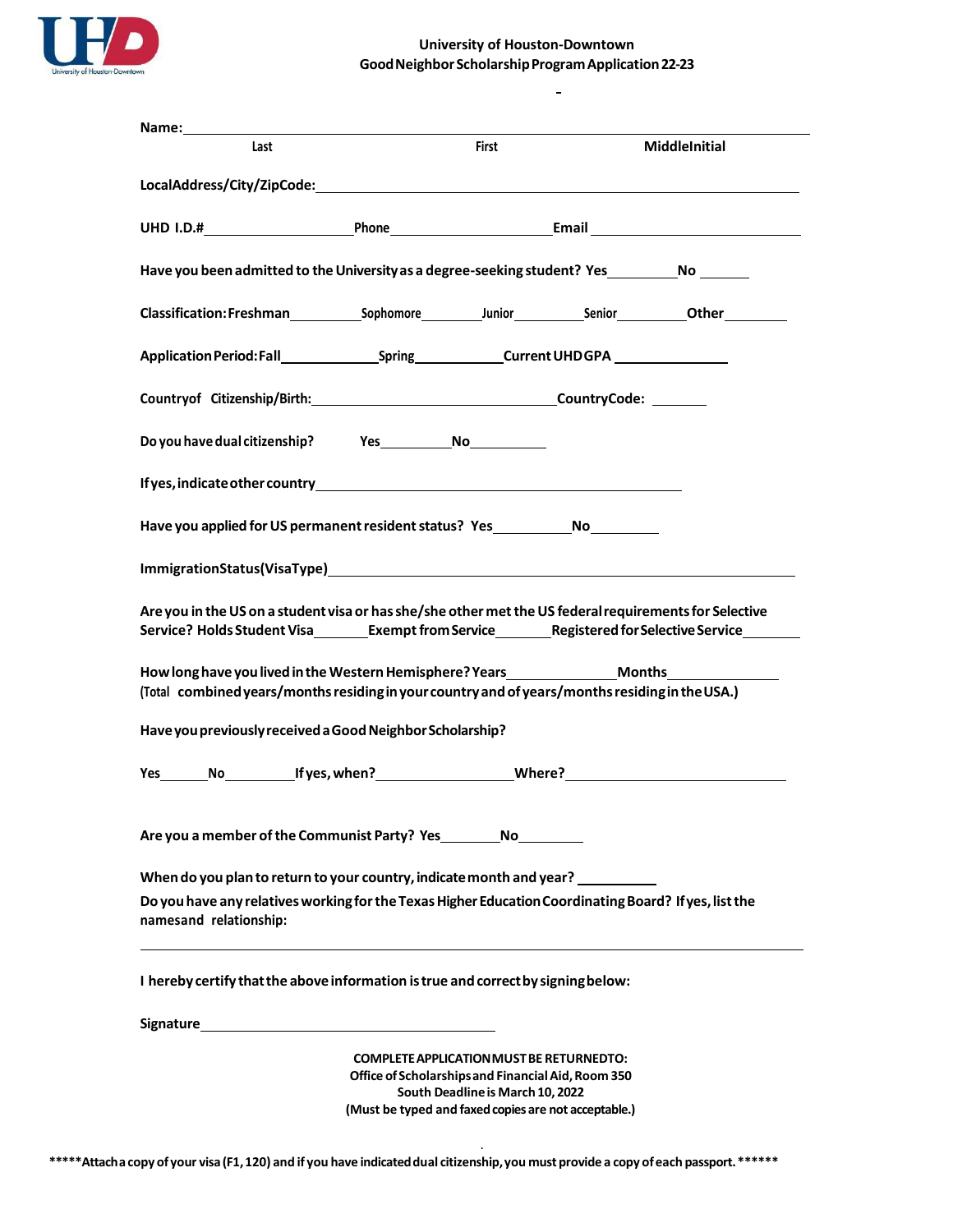UHD
University of Houston-Downtown

**University of Houston-Downtown**
**Good Neighbor Scholarship Program Application 22-23**

-

**Name:** ____________________________________________
Last First MiddleInitial

**LocalAddress/City/ZipCode:** ____________________________________________

**UHD I.D.#** ______________ **Phone** ______________ **Email** ______________

**Have you been admitted to the University as a degree-seeking student? Yes** ________ **No** ______

**Classification: Freshman** ________ **Sophomore** ________ **Junior** ________ **Senior** ________ **Other** ________

**Application Period: Fall** ____________ **Spring** ____________ **Current UHD GPA** ____________

**Countryof Citizenship/Birth:** ______________________________ **CountryCode:** ______

**Do you have dual citizenship? Yes** ________ **No** ________

**If yes, indicate other country** ______________________________

**Have you applied for US permanent resident status? Yes** ________ **No** ________

**ImmigrationStatus(VisaType)** ______________________________

**Are you in the US on a student visa or has she/she other met the US federal requirements for Selective Service? Holds Student Visa** ______ **Exempt from Service** ______ **Registered for Selective Service** ______

**How long have you lived in the Western Hemisphere? Years** ____________ **Months** ____________
**(Total combined years/months residing in your country and of years/months residing in the USA.)**

**Have you previously received a Good Neighbor Scholarship?**

**Yes** ______ **No** ______ **If yes, when?** ______________ **Where?** ______________

**Are you a member of the Communist Party? Yes** ______ **No** ______

**When do you plan to return to your country, indicate month and year?** __________

**Do you have any relatives working for the Texas Higher Education Coordinating Board? If yes, list the namesand relationship:**

____________________________________________

**I hereby certify that the above information is true and correct by signing below:**

**Signature** ______________________________

**COMPLETE APPLICATION MUST BE RETURNEDTO:**
**Office of Scholarships and Financial Aid, Room 350**
**South Deadline is March 10, 2022**
**(Must be typed and faxed copies are not acceptable.)**

**\*\*\*\*\*Attach a copy of your visa (F1, 120) and if you have indicated dual citizenship, you must provide a copy of each passport. \*\*\*\*\*\***